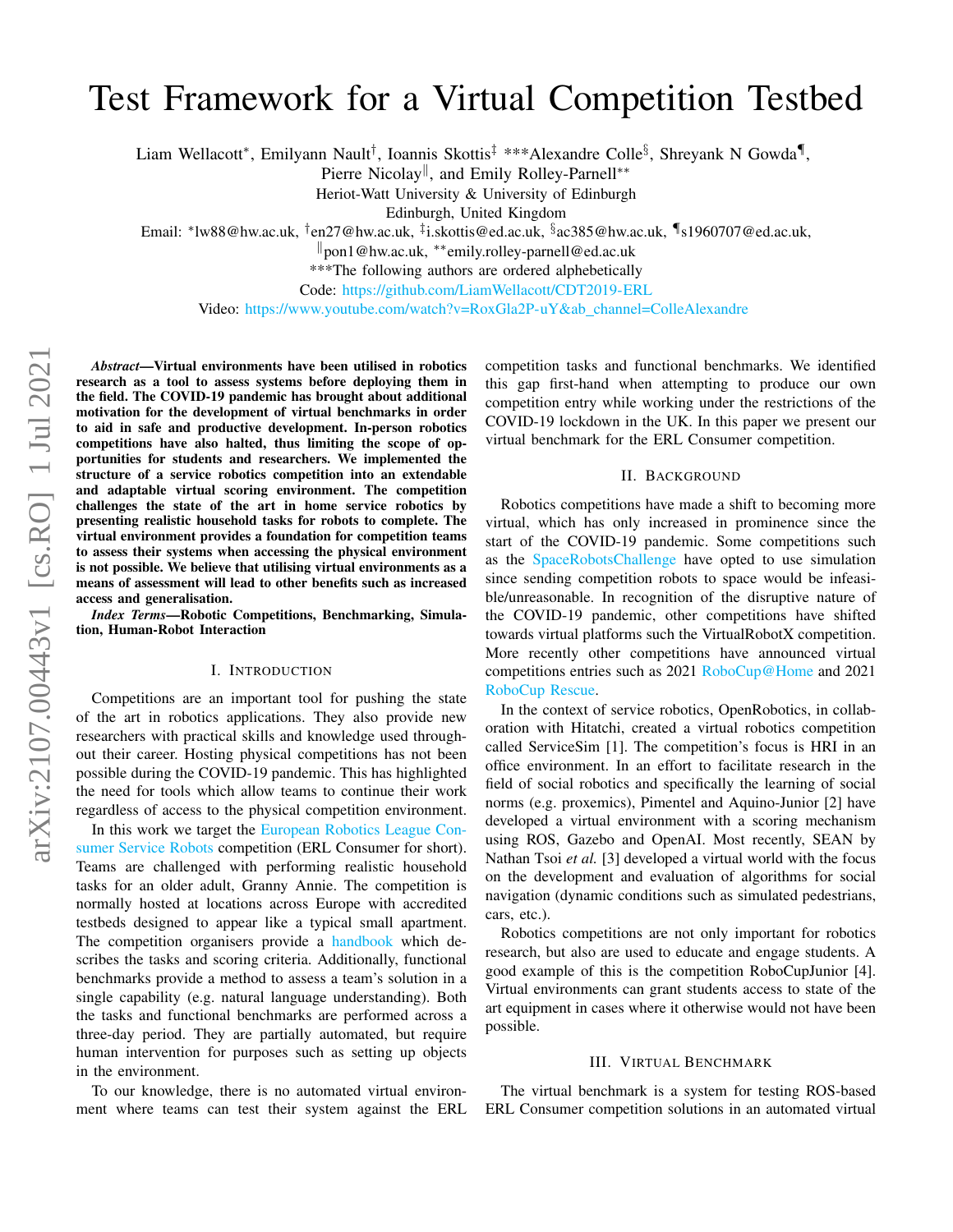# Test Framework for a Virtual Competition Testbed

Liam Wellacott*, Emilyann Nault†, Ioannis Skottis‡ ***Alexandre Colle§, Shreyank N Gowda¶, Pierre Nicolay‖, and Emily Rolley-Parnell**

Heriot-Watt University & University of Edinburgh

Edinburgh, United Kingdom

Email: *lw88@hw.ac.uk, †en27@hw.ac.uk, ‡i.skottis@ed.ac.uk, §ac385@hw.ac.uk, ¶s1960707@ed.ac.uk, ‖pon1@hw.ac.uk, **emily.rolley-parnell@ed.ac.uk

***The following authors are ordered alphebetically

Code: https://github.com/LiamWellacott/CDT2019-ERL

Video: https://www.youtube.com/watch?v=RoxGla2P-uY&ab_channel=ColleAlexandre

***Abstract*—Virtual environments have been utilised in robotics research as a tool to assess systems before deploying them in the field. The COVID-19 pandemic has brought about additional motivation for the development of virtual benchmarks in order to aid in safe and productive development. In-person robotics competitions have also halted, thus limiting the scope of opportunities for students and researchers. We implemented the structure of a service robotics competition into an extendable and adaptable virtual scoring environment. The competition challenges the state of the art in home service robotics by presenting realistic household tasks for robots to complete. The virtual environment provides a foundation for competition teams to assess their systems when accessing the physical environment is not possible. We believe that utilising virtual environments as a means of assessment will lead to other benefits such as increased access and generalisation.**

***Index Terms*—Robotic Competitions, Benchmarking, Simulation, Human-Robot Interaction**

## I. Introduction

Competitions are an important tool for pushing the state of the art in robotics applications. They also provide new researchers with practical skills and knowledge used throughout their career. Hosting physical competitions has not been possible during the COVID-19 pandemic. This has highlighted the need for tools which allow teams to continue their work regardless of access to the physical competition environment.

In this work we target the European Robotics League Consumer Service Robots competition (ERL Consumer for short). Teams are challenged with performing realistic household tasks for an older adult, Granny Annie. The competition is normally hosted at locations across Europe with accredited testbeds designed to appear like a typical small apartment. The competition organisers provide a handbook which describes the tasks and scoring criteria. Additionally, functional benchmarks provide a method to assess a team's solution in a single capability (e.g. natural language understanding). Both the tasks and functional benchmarks are performed across a three-day period. They are partially automated, but require human intervention for purposes such as setting up objects in the environment.

To our knowledge, there is no automated virtual environment where teams can test their system against the ERL competition tasks and functional benchmarks. We identified this gap first-hand when attempting to produce our own competition entry while working under the restrictions of the COVID-19 lockdown in the UK. In this paper we present our virtual benchmark for the ERL Consumer competition.

## II. Background

Robotics competitions have made a shift to becoming more virtual, which has only increased in prominence since the start of the COVID-19 pandemic. Some competitions such as the SpaceRobotsChallenge have opted to use simulation since sending competition robots to space would be infeasible/unreasonable. In recognition of the disruptive nature of the COVID-19 pandemic, other competitions have shifted towards virtual platforms such the VirtualRobotX competition. More recently other competitions have announced virtual competitions entries such as 2021 RoboCup@Home and 2021 RoboCup Rescue.

In the context of service robotics, OpenRobotics, in collaboration with Hitatchi, created a virtual robotics competition called ServiceSim [1]. The competition's focus is HRI in an office environment. In an effort to facilitate research in the field of social robotics and specifically the learning of social norms (e.g. proxemics), Pimentel and Aquino-Junior [2] have developed a virtual environment with a scoring mechanism using ROS, Gazebo and OpenAI. Most recently, SEAN by Nathan Tsoi *et al.* [3] developed a virtual world with the focus on the development and evaluation of algorithms for social navigation (dynamic conditions such as simulated pedestrians, cars, etc.).

Robotics competitions are not only important for robotics research, but also are used to educate and engage students. A good example of this is the competition RoboCupJunior [4]. Virtual environments can grant students access to state of the art equipment in cases where it otherwise would not have been possible.

## III. Virtual Benchmark

The virtual benchmark is a system for testing ROS-based ERL Consumer competition solutions in an automated virtual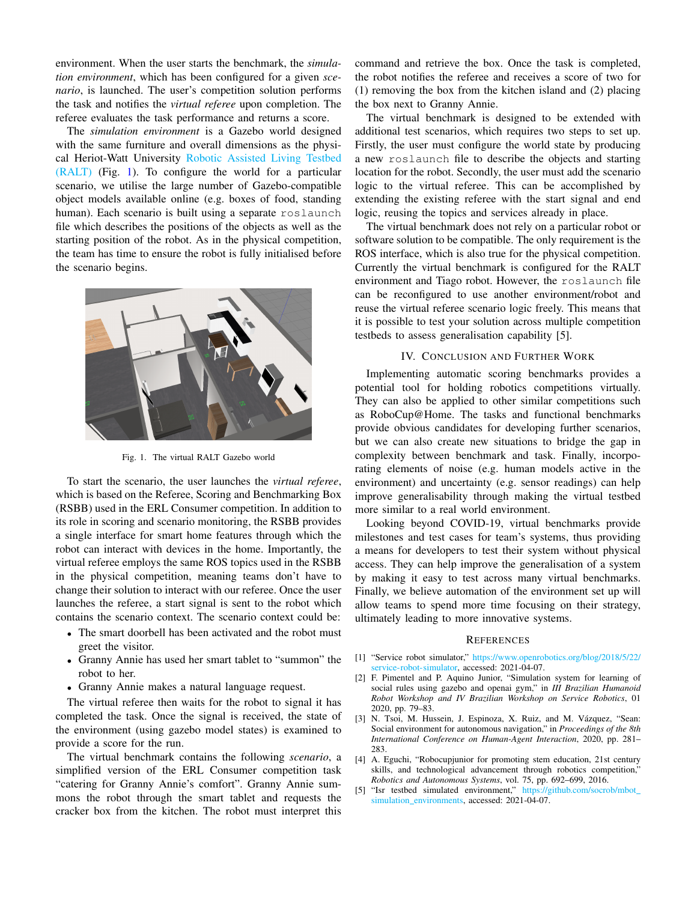environment. When the user starts the benchmark, the *simulation environment*, which has been configured for a given *scenario*, is launched. The user's competition solution performs the task and notifies the *virtual referee* upon completion. The referee evaluates the task performance and returns a score.

The *simulation environment* is a Gazebo world designed with the same furniture and overall dimensions as the physical Heriot-Watt University Robotic Assisted Living Testbed (RALT) (Fig. 1). To configure the world for a particular scenario, we utilise the large number of Gazebo-compatible object models available online (e.g. boxes of food, standing human). Each scenario is built using a separate `roslaunch` file which describes the positions of the objects as well as the starting position of the robot. As in the physical competition, the team has time to ensure the robot is fully initialised before the scenario begins.

Fig. 1. The virtual RALT Gazebo world

To start the scenario, the user launches the *virtual referee*, which is based on the Referee, Scoring and Benchmarking Box (RSBB) used in the ERL Consumer competition. In addition to its role in scoring and scenario monitoring, the RSBB provides a single interface for smart home features through which the robot can interact with devices in the home. Importantly, the virtual referee employs the same ROS topics used in the RSBB in the physical competition, meaning teams don't have to change their solution to interact with our referee. Once the user launches the referee, a start signal is sent to the robot which contains the scenario context. The scenario context could be:

- The smart doorbell has been activated and the robot must greet the visitor.
- Granny Annie has used her smart tablet to "summon" the robot to her.
- Granny Annie makes a natural language request.

The virtual referee then waits for the robot to signal it has completed the task. Once the signal is received, the state of the environment (using gazebo model states) is examined to provide a score for the run.

The virtual benchmark contains the following *scenario*, a simplified version of the ERL Consumer competition task "catering for Granny Annie's comfort". Granny Annie summons the robot through the smart tablet and requests the cracker box from the kitchen. The robot must interpret this command and retrieve the box. Once the task is completed, the robot notifies the referee and receives a score of two for (1) removing the box from the kitchen island and (2) placing the box next to Granny Annie.

The virtual benchmark is designed to be extended with additional test scenarios, which requires two steps to set up. Firstly, the user must configure the world state by producing a new `roslaunch` file to describe the objects and starting location for the robot. Secondly, the user must add the scenario logic to the virtual referee. This can be accomplished by extending the existing referee with the start signal and end logic, reusing the topics and services already in place.

The virtual benchmark does not rely on a particular robot or software solution to be compatible. The only requirement is the ROS interface, which is also true for the physical competition. Currently the virtual benchmark is configured for the RALT environment and Tiago robot. However, the `roslaunch` file can be reconfigured to use another environment/robot and reuse the virtual referee scenario logic freely. This means that it is possible to test your solution across multiple competition testbeds to assess generalisation capability [5].

## IV. Conclusion and Further Work

Implementing automatic scoring benchmarks provides a potential tool for holding robotics competitions virtually. They can also be applied to other similar competitions such as RoboCup@Home. The tasks and functional benchmarks provide obvious candidates for developing further scenarios, but we can also create new situations to bridge the gap in complexity between benchmark and task. Finally, incorporating elements of noise (e.g. human models active in the environment) and uncertainty (e.g. sensor readings) can help improve generalisability through making the virtual testbed more similar to a real world environment.

Looking beyond COVID-19, virtual benchmarks provide milestones and test cases for team's systems, thus providing a means for developers to test their system without physical access. They can help improve the generalisation of a system by making it easy to test across many virtual benchmarks. Finally, we believe automation of the environment set up will allow teams to spend more time focusing on their strategy, ultimately leading to more innovative systems.

## References

[1] "Service robot simulator," https://www.openrobotics.org/blog/2018/5/22/service-robot-simulator, accessed: 2021-04-07.

[2] F. Pimentel and P. Aquino Junior, "Simulation system for learning of social rules using gazebo and openai gym," in *III Brazilian Humanoid Robot Workshop and IV Brazilian Workshop on Service Robotics*, 01 2020, pp. 79–83.

[3] N. Tsoi, M. Hussein, J. Espinoza, X. Ruiz, and M. Vázquez, "Sean: Social environment for autonomous navigation," in *Proceedings of the 8th International Conference on Human-Agent Interaction*, 2020, pp. 281–283.

[4] A. Eguchi, "Robocupjunior for promoting stem education, 21st century skills, and technological advancement through robotics competition," *Robotics and Autonomous Systems*, vol. 75, pp. 692–699, 2016.

[5] "Isr testbed simulated environment," https://github.com/socrob/mbot_simulation_environments, accessed: 2021-04-07.